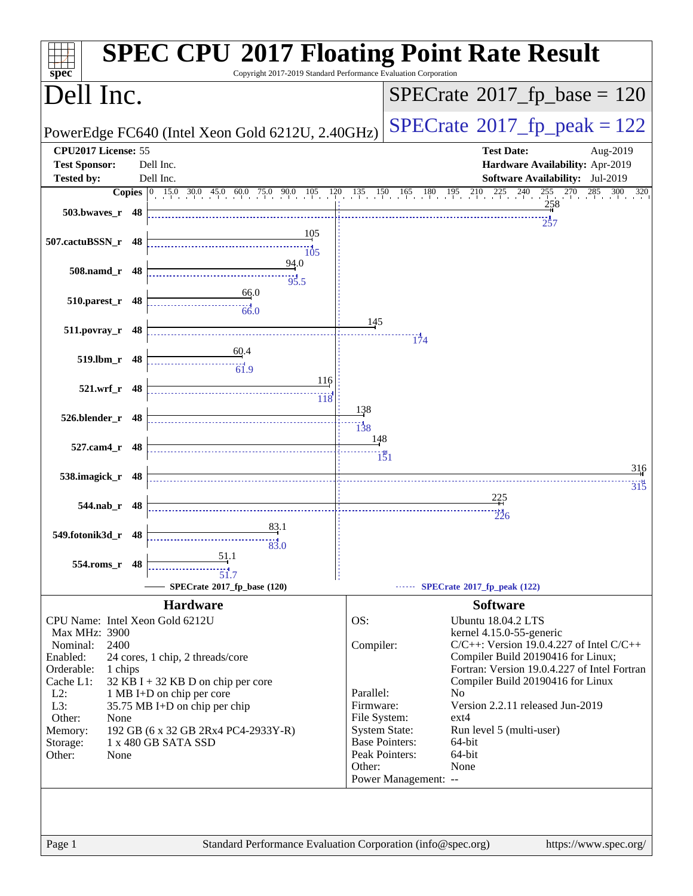# SPEC CPU 2017 Floating Point Rate Result

Copyright 2017-2019 Standard Performance Evaluation Corporation

## Dell Inc.

PowerEdge FC640 (Intel Xeon Gold 6212U, 2.40GHz)

**SPECrate 2017_fp_base = 120**

**SPECrate 2017_fp_peak = 122**

| | | | |
|---|---|---|---|
| **CPU2017 License:** | 55 | **Test Date:** | Aug-2019 |
| **Test Sponsor:** | Dell Inc. | **Hardware Availability:** | Apr-2019 |
| **Tested by:** | Dell Inc. | **Software Availability:** | Jul-2019 |

| Benchmark | Copies | Base | Peak |
|---|---|---|---|
| 503.bwaves_r | 48 | 258 | 257 |
| 507.cactuBSSN_r | 48 | 105 | 105 |
| 508.namd_r | 48 | 94.0 | 95.5 |
| 510.parest_r | 48 | 66.0 | 66.0 |
| 511.povray_r | 48 | 145 | 174 |
| 519.lbm_r | 48 | 60.4 | 61.9 |
| 521.wrf_r | 48 | 116 | 118 |
| 526.blender_r | 48 | 138 | 138 |
| 527.cam4_r | 48 | 148 | 151 |
| 538.imagick_r | 48 | 316 | 315 |
| 544.nab_r | 48 | 225 | 226 |
| 549.fotonik3d_r | 48 | 83.1 | 83.0 |
| 554.roms_r | 48 | 51.1 | 51.7 |

SPECrate 2017_fp_base (120) — SPECrate 2017_fp_peak (122)

## Hardware

| | |
|---|---|
| CPU Name: | Intel Xeon Gold 6212U |
| Max MHz: | 3900 |
| Nominal: | 2400 |
| Enabled: | 24 cores, 1 chip, 2 threads/core |
| Orderable: | 1 chips |
| Cache L1: | 32 KB I + 32 KB D on chip per core |
| L2: | 1 MB I+D on chip per core |
| L3: | 35.75 MB I+D on chip per chip |
| Other: | None |
| Memory: | 192 GB (6 x 32 GB 2Rx4 PC4-2933Y-R) |
| Storage: | 1 x 480 GB SATA SSD |
| Other: | None |

## Software

| | |
|---|---|
| OS: | Ubuntu 18.04.2 LTS<br>kernel 4.15.0-55-generic |
| Compiler: | C/C++: Version 19.0.4.227 of Intel C/C++ Compiler Build 20190416 for Linux;<br>Fortran: Version 19.0.4.227 of Intel Fortran Compiler Build 20190416 for Linux |
| Parallel: | No |
| Firmware: | Version 2.2.11 released Jun-2019 |
| File System: | ext4 |
| System State: | Run level 5 (multi-user) |
| Base Pointers: | 64-bit |
| Peak Pointers: | 64-bit |
| Other: | None |
| Power Management: | -- |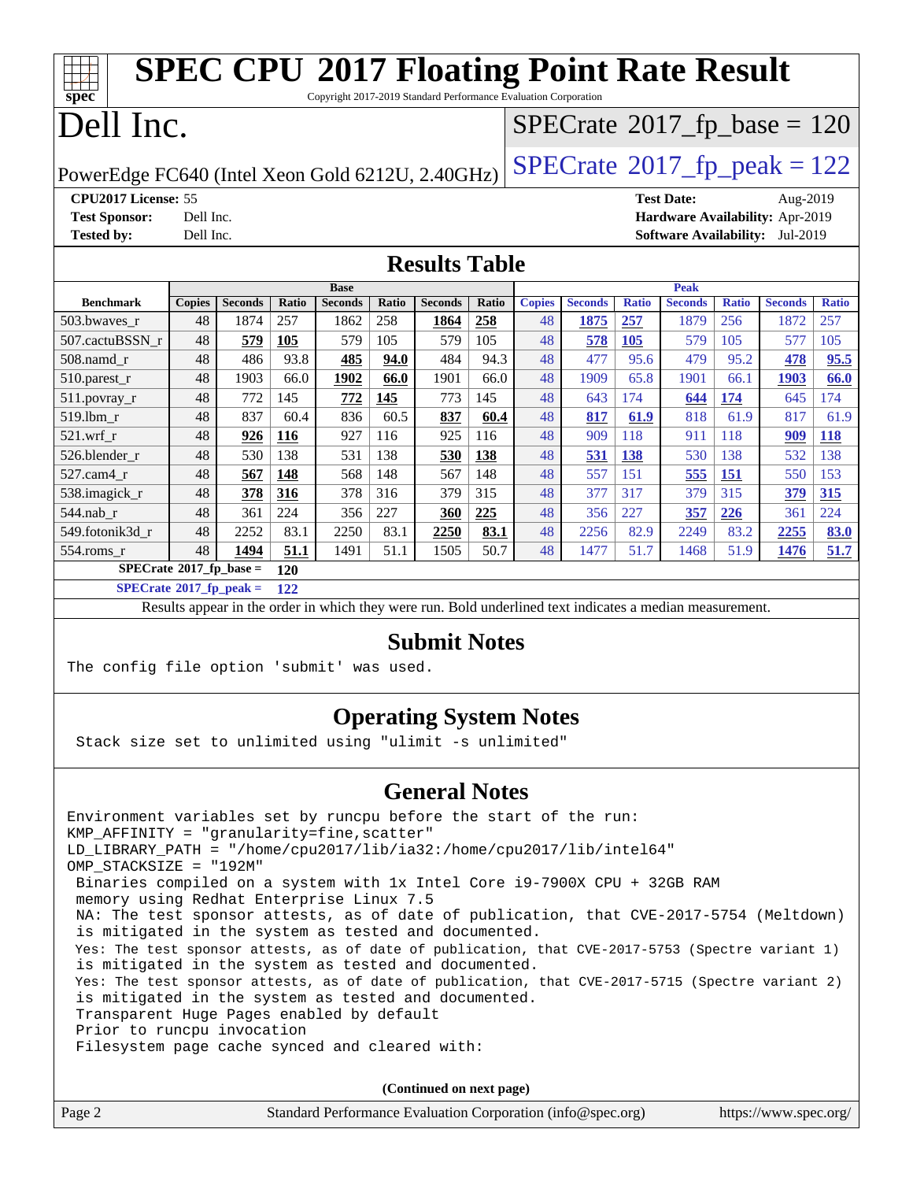# SPEC CPU 2017 Floating Point Rate Result

Copyright 2017-2019 Standard Performance Evaluation Corporation

# Dell Inc.

PowerEdge FC640 (Intel Xeon Gold 6212U, 2.40GHz)

SPECrate 2017_fp_base = 120

SPECrate 2017_fp_peak = 122

**CPU2017 License:** 55
**Test Sponsor:** Dell Inc.
**Tested by:** Dell Inc.

**Test Date:** Aug-2019
**Hardware Availability:** Apr-2019
**Software Availability:** Jul-2019

## Results Table

| Benchmark | Base | | | | | | | Peak | | | | | | |
|---|---|---|---|---|---|---|---|---|---|---|---|---|---|---|
| | Copies | Seconds | Ratio | Seconds | Ratio | Seconds | Ratio | Copies | Seconds | Ratio | Seconds | Ratio | Seconds | Ratio |
| 503.bwaves_r | 48 | 1874 | 257 | 1862 | 258 | **1864** | **258** | 48 | **1875** | **257** | 1879 | 256 | 1872 | 257 |
| 507.cactuBSSN_r | 48 | **579** | **105** | 579 | 105 | 579 | 105 | 48 | **578** | **105** | 579 | 105 | 577 | 105 |
| 508.namd_r | 48 | 486 | 93.8 | **485** | **94.0** | 484 | 94.3 | 48 | 477 | 95.6 | 479 | 95.2 | **478** | **95.5** |
| 510.parest_r | 48 | 1903 | 66.0 | **1902** | **66.0** | 1901 | 66.0 | 48 | 1909 | 65.8 | 1901 | 66.1 | **1903** | **66.0** |
| 511.povray_r | 48 | 772 | 145 | **772** | **145** | 773 | 145 | 48 | 643 | 174 | **644** | **174** | 645 | 174 |
| 519.lbm_r | 48 | 837 | 60.4 | 836 | 60.5 | **837** | **60.4** | 48 | **817** | **61.9** | 818 | 61.9 | 817 | 61.9 |
| 521.wrf_r | 48 | **926** | **116** | 927 | 116 | 925 | 116 | 48 | 909 | 118 | 911 | 118 | **909** | **118** |
| 526.blender_r | 48 | 530 | 138 | 531 | 138 | **530** | **138** | 48 | **531** | **138** | 530 | 138 | 532 | 138 |
| 527.cam4_r | 48 | **567** | **148** | 568 | 148 | 567 | 148 | 48 | 557 | 151 | **555** | **151** | 550 | 153 |
| 538.imagick_r | 48 | **378** | **316** | 378 | 316 | 379 | 315 | 48 | 377 | 317 | 379 | 315 | **379** | **315** |
| 544.nab_r | 48 | 361 | 224 | 356 | 227 | **360** | **225** | 48 | 356 | 227 | **357** | **226** | 361 | 224 |
| 549.fotonik3d_r | 48 | 2252 | 83.1 | 2250 | 83.1 | **2250** | **83.1** | 48 | 2256 | 82.9 | 2249 | 83.2 | **2255** | **83.0** |
| 554.roms_r | 48 | **1494** | **51.1** | 1491 | 51.1 | 1505 | 50.7 | 48 | 1477 | 51.7 | 1468 | 51.9 | **1476** | **51.7** |

**SPECrate 2017_fp_base = 120**

**SPECrate 2017_fp_peak = 122**

Results appear in the order in which they were run. Bold underlined text indicates a median measurement.

## Submit Notes

```
The config file option 'submit' was used.
```

## Operating System Notes

```
Stack size set to unlimited using "ulimit -s unlimited"
```

## General Notes

```
Environment variables set by runcpu before the start of the run:
KMP_AFFINITY = "granularity=fine,scatter"
LD_LIBRARY_PATH = "/home/cpu2017/lib/ia32:/home/cpu2017/lib/intel64"
OMP_STACKSIZE = "192M"
 Binaries compiled on a system with 1x Intel Core i9-7900X CPU + 32GB RAM
 memory using Redhat Enterprise Linux 7.5
 NA: The test sponsor attests, as of date of publication, that CVE-2017-5754 (Meltdown)
 is mitigated in the system as tested and documented.
 Yes: The test sponsor attests, as of date of publication, that CVE-2017-5753 (Spectre variant 1)
 is mitigated in the system as tested and documented.
 Yes: The test sponsor attests, as of date of publication, that CVE-2017-5715 (Spectre variant 2)
 is mitigated in the system as tested and documented.
 Transparent Huge Pages enabled by default
 Prior to runcpu invocation
 Filesystem page cache synced and cleared with:
```

**(Continued on next page)**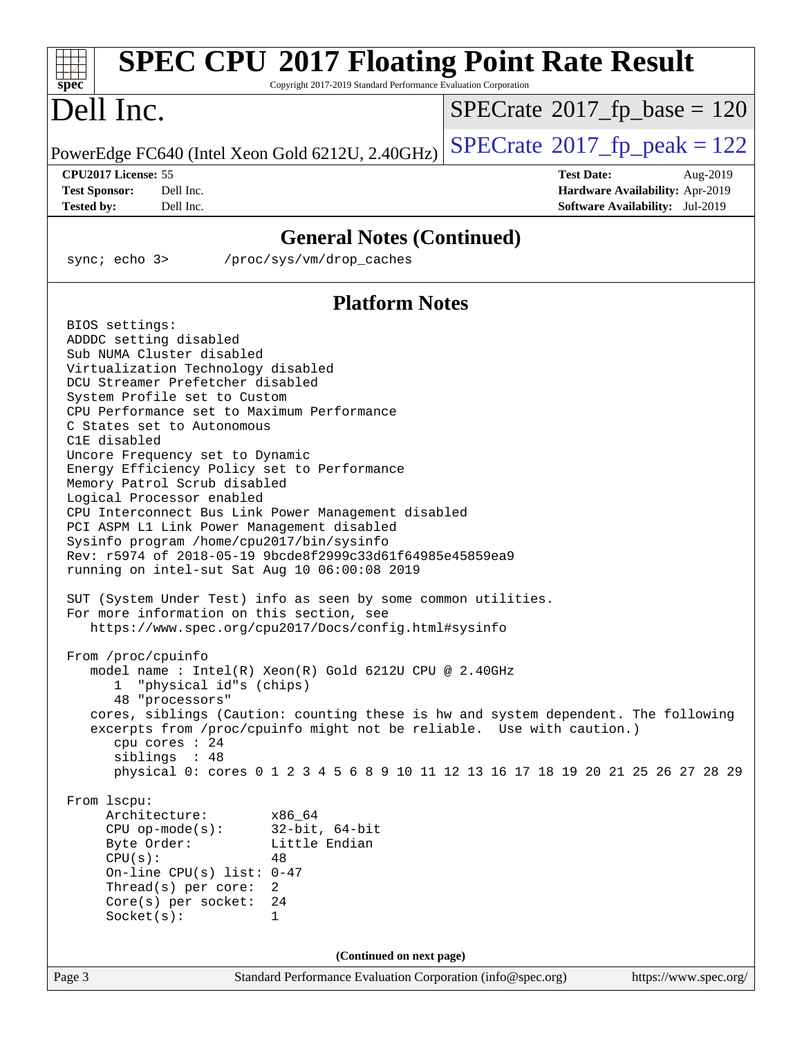# SPEC CPU 2017 Floating Point Rate Result

Copyright 2017-2019 Standard Performance Evaluation Corporation

# Dell Inc.

PowerEdge FC640 (Intel Xeon Gold 6212U, 2.40GHz)

SPECrate 2017_fp_base = 120

SPECrate 2017_fp_peak = 122

**CPU2017 License:** 55
**Test Sponsor:** Dell Inc.
**Tested by:** Dell Inc.

**Test Date:** Aug-2019
**Hardware Availability:** Apr-2019
**Software Availability:** Jul-2019

## General Notes (Continued)

```
sync; echo 3>       /proc/sys/vm/drop_caches
```

## Platform Notes

```
BIOS settings:
ADDDC setting disabled
Sub NUMA Cluster disabled
Virtualization Technology disabled
DCU Streamer Prefetcher disabled
System Profile set to Custom
CPU Performance set to Maximum Performance
C States set to Autonomous
C1E disabled
Uncore Frequency set to Dynamic
Energy Efficiency Policy set to Performance
Memory Patrol Scrub disabled
Logical Processor enabled
CPU Interconnect Bus Link Power Management disabled
PCI ASPM L1 Link Power Management disabled
Sysinfo program /home/cpu2017/bin/sysinfo
Rev: r5974 of 2018-05-19 9bcde8f2999c33d61f64985e45859ea9
running on intel-sut Sat Aug 10 06:00:08 2019

SUT (System Under Test) info as seen by some common utilities.
For more information on this section, see
   https://www.spec.org/cpu2017/Docs/config.html#sysinfo

From /proc/cpuinfo
   model name : Intel(R) Xeon(R) Gold 6212U CPU @ 2.40GHz
      1  "physical id"s (chips)
      48 "processors"
   cores, siblings (Caution: counting these is hw and system dependent. The following
   excerpts from /proc/cpuinfo might not be reliable.  Use with caution.)
      cpu cores : 24
      siblings  : 48
      physical 0: cores 0 1 2 3 4 5 6 8 9 10 11 12 13 16 17 18 19 20 21 25 26 27 28 29

From lscpu:
     Architecture:          x86_64
     CPU op-mode(s):        32-bit, 64-bit
     Byte Order:            Little Endian
     CPU(s):                48
     On-line CPU(s) list: 0-47
     Thread(s) per core:    2
     Core(s) per socket:    24
     Socket(s):             1
```

(Continued on next page)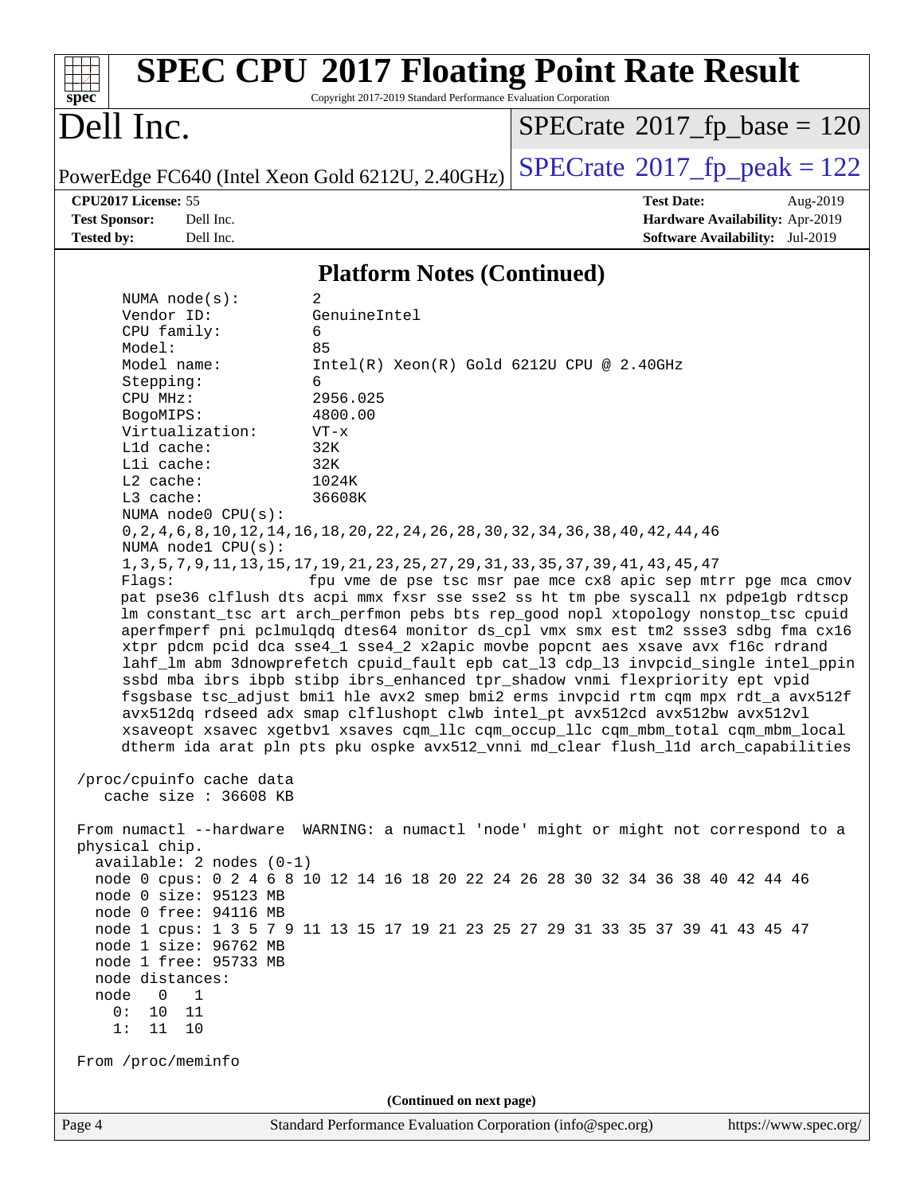## Platform Notes (Continued)

```
NUMA node(s):          2
Vendor ID:             GenuineIntel
CPU family:            6
Model:                 85
Model name:            Intel(R) Xeon(R) Gold 6212U CPU @ 2.40GHz
Stepping:              6
CPU MHz:               2956.025
BogoMIPS:              4800.00
Virtualization:        VT-x
L1d cache:             32K
L1i cache:             32K
L2 cache:              1024K
L3 cache:              36608K
NUMA node0 CPU(s):
0,2,4,6,8,10,12,14,16,18,20,22,24,26,28,30,32,34,36,38,40,42,44,46
NUMA node1 CPU(s):
1,3,5,7,9,11,13,15,17,19,21,23,25,27,29,31,33,35,37,39,41,43,45,47
Flags:                 fpu vme de pse tsc msr pae mce cx8 apic sep mtrr pge mca cmov
pat pse36 clflush dts acpi mmx fxsr sse sse2 ss ht tm pbe syscall nx pdpe1gb rdtscp
lm constant_tsc art arch_perfmon pebs bts rep_good nopl xtopology nonstop_tsc cpuid
aperfmperf pni pclmulqdq dtes64 monitor ds_cpl vmx smx est tm2 ssse3 sdbg fma cx16
xtpr pdcm pcid dca sse4_1 sse4_2 x2apic movbe popcnt aes xsave avx f16c rdrand
lahf_lm abm 3dnowprefetch cpuid_fault epb cat_l3 cdp_l3 invpcid_single intel_ppin
ssbd mba ibrs ibpb stibp ibrs_enhanced tpr_shadow vnmi flexpriority ept vpid
fsgsbase tsc_adjust bmi1 hle avx2 smep bmi2 erms invpcid rtm cqm mpx rdt_a avx512f
avx512dq rdseed adx smap clflushopt clwb intel_pt avx512cd avx512bw avx512vl
xsaveopt xsavec xgetbv1 xsaves cqm_llc cqm_occup_llc cqm_mbm_total cqm_mbm_local
dtherm ida arat pln pts pku ospke avx512_vnni md_clear flush_l1d arch_capabilities

/proc/cpuinfo cache data
   cache size : 36608 KB

From numactl --hardware  WARNING: a numactl 'node' might or might not correspond to a
physical chip.
  available: 2 nodes (0-1)
  node 0 cpus: 0 2 4 6 8 10 12 14 16 18 20 22 24 26 28 30 32 34 36 38 40 42 44 46
  node 0 size: 95123 MB
  node 0 free: 94116 MB
  node 1 cpus: 1 3 5 7 9 11 13 15 17 19 21 23 25 27 29 31 33 35 37 39 41 43 45 47
  node 1 size: 96762 MB
  node 1 free: 95733 MB
  node distances:
  node   0   1
    0:  10  11
    1:  11  10

From /proc/meminfo
```

(Continued on next page)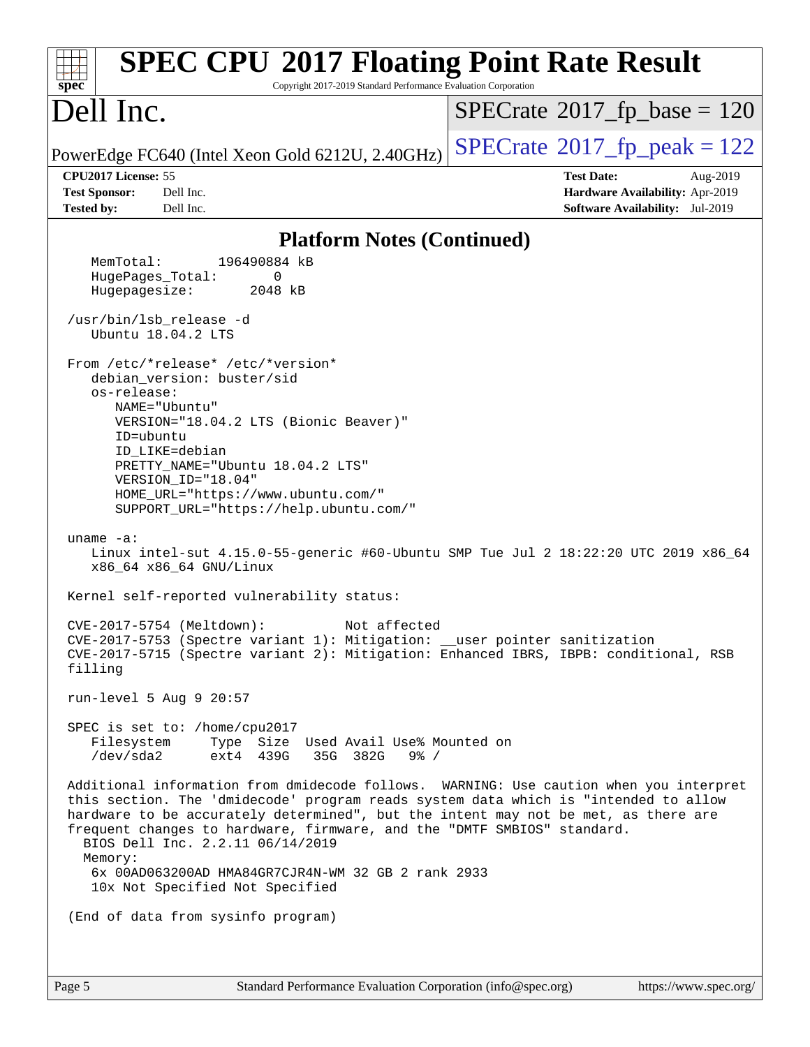## Platform Notes (Continued)

```
    MemTotal:       196490884 kB
    HugePages_Total:       0
    Hugepagesize:       2048 kB

 /usr/bin/lsb_release -d
    Ubuntu 18.04.2 LTS

 From /etc/*release* /etc/*version*
    debian_version: buster/sid
    os-release:
       NAME="Ubuntu"
       VERSION="18.04.2 LTS (Bionic Beaver)"
       ID=ubuntu
       ID_LIKE=debian
       PRETTY_NAME="Ubuntu 18.04.2 LTS"
       VERSION_ID="18.04"
       HOME_URL="https://www.ubuntu.com/"
       SUPPORT_URL="https://help.ubuntu.com/"

 uname -a:
    Linux intel-sut 4.15.0-55-generic #60-Ubuntu SMP Tue Jul 2 18:22:20 UTC 2019 x86_64
    x86_64 x86_64 GNU/Linux

 Kernel self-reported vulnerability status:

 CVE-2017-5754 (Meltdown):          Not affected
 CVE-2017-5753 (Spectre variant 1): Mitigation: __user pointer sanitization
 CVE-2017-5715 (Spectre variant 2): Mitigation: Enhanced IBRS, IBPB: conditional, RSB
 filling

 run-level 5 Aug 9 20:57

 SPEC is set to: /home/cpu2017
    Filesystem     Type  Size  Used Avail Use% Mounted on
    /dev/sda2      ext4  439G   35G  382G   9% /

 Additional information from dmidecode follows.  WARNING: Use caution when you interpret
 this section. The 'dmidecode' program reads system data which is "intended to allow
 hardware to be accurately determined", but the intent may not be met, as there are
 frequent changes to hardware, firmware, and the "DMTF SMBIOS" standard.
   BIOS Dell Inc. 2.2.11 06/14/2019
   Memory:
    6x 00AD063200AD HMA84GR7CJR4N-WM 32 GB 2 rank 2933
    10x Not Specified Not Specified

 (End of data from sysinfo program)
```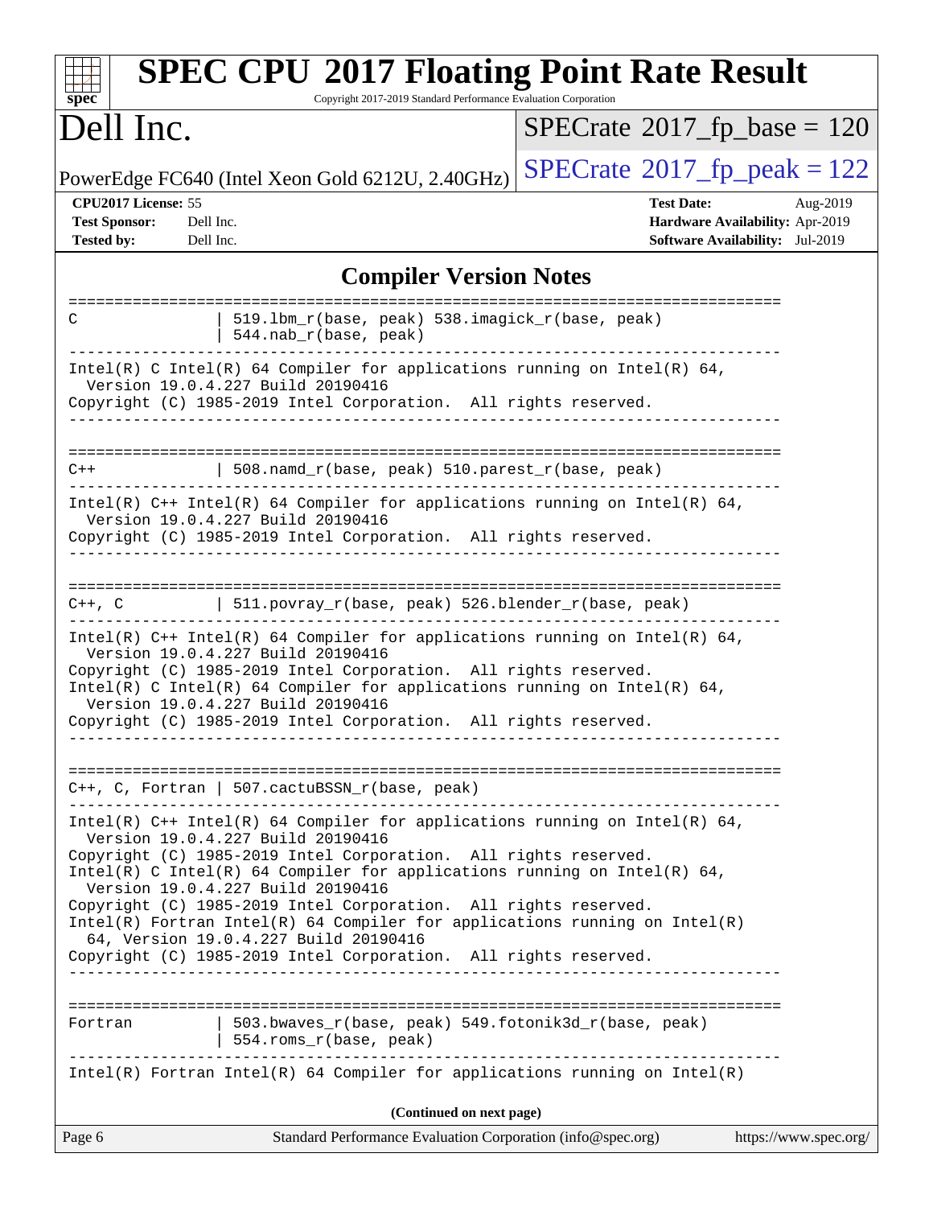# SPEC CPU 2017 Floating Point Rate Result

Copyright 2017-2019 Standard Performance Evaluation Corporation

## Dell Inc.

PowerEdge FC640 (Intel Xeon Gold 6212U, 2.40GHz)

SPECrate 2017_fp_base = 120

SPECrate 2017_fp_peak = 122

**CPU2017 License:** 55
**Test Sponsor:** Dell Inc.
**Tested by:** Dell Inc.

**Test Date:** Aug-2019
**Hardware Availability:** Apr-2019
**Software Availability:** Jul-2019

### Compiler Version Notes

```
==============================================================================
C              | 519.lbm_r(base, peak) 538.imagick_r(base, peak)
               | 544.nab_r(base, peak)
------------------------------------------------------------------------------
Intel(R) C Intel(R) 64 Compiler for applications running on Intel(R) 64,
  Version 19.0.4.227 Build 20190416
Copyright (C) 1985-2019 Intel Corporation.  All rights reserved.
------------------------------------------------------------------------------

==============================================================================
C++            | 508.namd_r(base, peak) 510.parest_r(base, peak)
------------------------------------------------------------------------------
Intel(R) C++ Intel(R) 64 Compiler for applications running on Intel(R) 64,
  Version 19.0.4.227 Build 20190416
Copyright (C) 1985-2019 Intel Corporation.  All rights reserved.
------------------------------------------------------------------------------

==============================================================================
C++, C         | 511.povray_r(base, peak) 526.blender_r(base, peak)
------------------------------------------------------------------------------
Intel(R) C++ Intel(R) 64 Compiler for applications running on Intel(R) 64,
  Version 19.0.4.227 Build 20190416
Copyright (C) 1985-2019 Intel Corporation.  All rights reserved.
Intel(R) C Intel(R) 64 Compiler for applications running on Intel(R) 64,
  Version 19.0.4.227 Build 20190416
Copyright (C) 1985-2019 Intel Corporation.  All rights reserved.
------------------------------------------------------------------------------

==============================================================================
C++, C, Fortran | 507.cactuBSSN_r(base, peak)
------------------------------------------------------------------------------
Intel(R) C++ Intel(R) 64 Compiler for applications running on Intel(R) 64,
  Version 19.0.4.227 Build 20190416
Copyright (C) 1985-2019 Intel Corporation.  All rights reserved.
Intel(R) C Intel(R) 64 Compiler for applications running on Intel(R) 64,
  Version 19.0.4.227 Build 20190416
Copyright (C) 1985-2019 Intel Corporation.  All rights reserved.
Intel(R) Fortran Intel(R) 64 Compiler for applications running on Intel(R)
  64, Version 19.0.4.227 Build 20190416
Copyright (C) 1985-2019 Intel Corporation.  All rights reserved.
------------------------------------------------------------------------------

==============================================================================
Fortran        | 503.bwaves_r(base, peak) 549.fotonik3d_r(base, peak)
               | 554.roms_r(base, peak)
------------------------------------------------------------------------------
Intel(R) Fortran Intel(R) 64 Compiler for applications running on Intel(R)
```

**(Continued on next page)**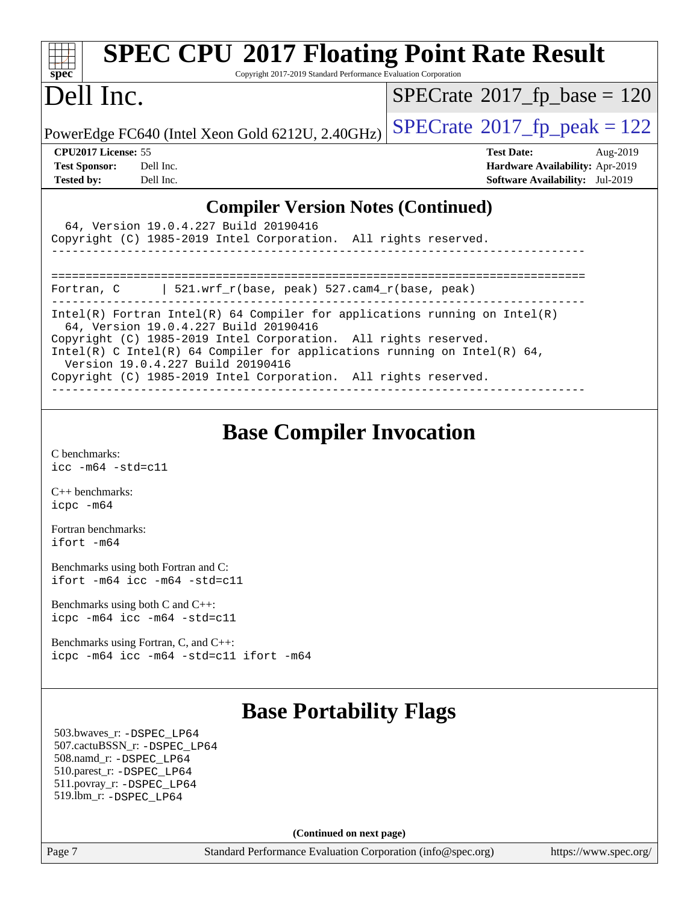## Compiler Version Notes (Continued)

```
  64, Version 19.0.4.227 Build 20190416
Copyright (C) 1985-2019 Intel Corporation.  All rights reserved.
------------------------------------------------------------------------------

==============================================================================
Fortran, C       | 521.wrf_r(base, peak) 527.cam4_r(base, peak)
------------------------------------------------------------------------------
Intel(R) Fortran Intel(R) 64 Compiler for applications running on Intel(R)
  64, Version 19.0.4.227 Build 20190416
Copyright (C) 1985-2019 Intel Corporation.  All rights reserved.
Intel(R) C Intel(R) 64 Compiler for applications running on Intel(R) 64,
  Version 19.0.4.227 Build 20190416
Copyright (C) 1985-2019 Intel Corporation.  All rights reserved.
------------------------------------------------------------------------------
```

## Base Compiler Invocation

C benchmarks:
icc -m64 -std=c11

C++ benchmarks:
icpc -m64

Fortran benchmarks:
ifort -m64

Benchmarks using both Fortran and C:
ifort -m64 icc -m64 -std=c11

Benchmarks using both C and C++:
icpc -m64 icc -m64 -std=c11

Benchmarks using Fortran, C, and C++:
icpc -m64 icc -m64 -std=c11 ifort -m64

## Base Portability Flags

503.bwaves_r: -DSPEC_LP64
507.cactuBSSN_r: -DSPEC_LP64
508.namd_r: -DSPEC_LP64
510.parest_r: -DSPEC_LP64
511.povray_r: -DSPEC_LP64
519.lbm_r: -DSPEC_LP64

(Continued on next page)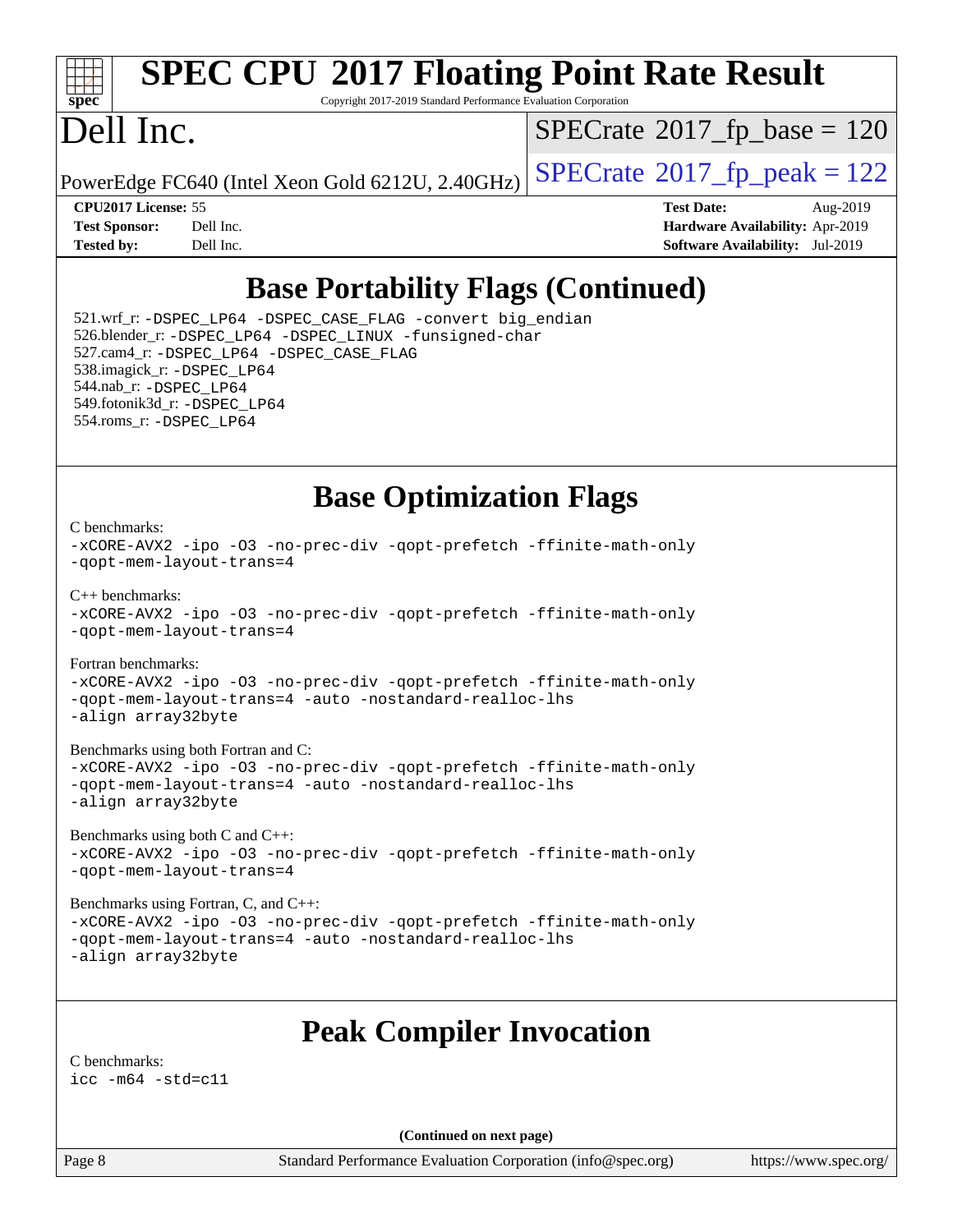# Base Portability Flags (Continued)

521.wrf_r: -DSPEC_LP64 -DSPEC_CASE_FLAG -convert big_endian
526.blender_r: -DSPEC_LP64 -DSPEC_LINUX -funsigned-char
527.cam4_r: -DSPEC_LP64 -DSPEC_CASE_FLAG
538.imagick_r: -DSPEC_LP64
544.nab_r: -DSPEC_LP64
549.fotonik3d_r: -DSPEC_LP64
554.roms_r: -DSPEC_LP64

# Base Optimization Flags

C benchmarks:
```
-xCORE-AVX2 -ipo -O3 -no-prec-div -qopt-prefetch -ffinite-math-only
-qopt-mem-layout-trans=4
```

C++ benchmarks:
```
-xCORE-AVX2 -ipo -O3 -no-prec-div -qopt-prefetch -ffinite-math-only
-qopt-mem-layout-trans=4
```

Fortran benchmarks:
```
-xCORE-AVX2 -ipo -O3 -no-prec-div -qopt-prefetch -ffinite-math-only
-qopt-mem-layout-trans=4 -auto -nostandard-realloc-lhs
-align array32byte
```

Benchmarks using both Fortran and C:
```
-xCORE-AVX2 -ipo -O3 -no-prec-div -qopt-prefetch -ffinite-math-only
-qopt-mem-layout-trans=4 -auto -nostandard-realloc-lhs
-align array32byte
```

Benchmarks using both C and C++:
```
-xCORE-AVX2 -ipo -O3 -no-prec-div -qopt-prefetch -ffinite-math-only
-qopt-mem-layout-trans=4
```

Benchmarks using Fortran, C, and C++:
```
-xCORE-AVX2 -ipo -O3 -no-prec-div -qopt-prefetch -ffinite-math-only
-qopt-mem-layout-trans=4 -auto -nostandard-realloc-lhs
-align array32byte
```

# Peak Compiler Invocation

C benchmarks:
```
icc -m64 -std=c11
```

**(Continued on next page)**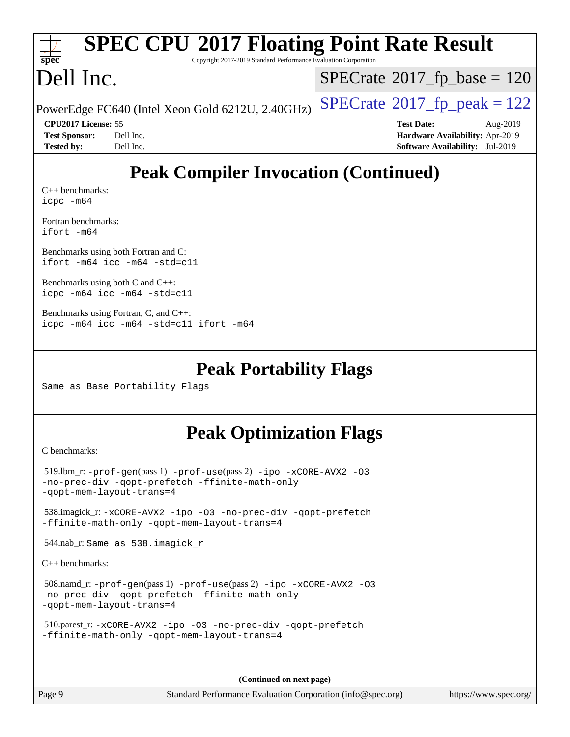# Peak Compiler Invocation (Continued)

C++ benchmarks:
`icpc -m64`

Fortran benchmarks:
`ifort -m64`

Benchmarks using both Fortran and C:
`ifort -m64 icc -m64 -std=c11`

Benchmarks using both C and C++:
`icpc -m64 icc -m64 -std=c11`

Benchmarks using Fortran, C, and C++:
`icpc -m64 icc -m64 -std=c11 ifort -m64`

# Peak Portability Flags

Same as Base Portability Flags

# Peak Optimization Flags

C benchmarks:

519.lbm_r: -prof-gen(pass 1) -prof-use(pass 2) -ipo -xCORE-AVX2 -O3 -no-prec-div -qopt-prefetch -ffinite-math-only -qopt-mem-layout-trans=4

538.imagick_r: -xCORE-AVX2 -ipo -O3 -no-prec-div -qopt-prefetch -ffinite-math-only -qopt-mem-layout-trans=4

544.nab_r: Same as 538.imagick_r

C++ benchmarks:

508.namd_r: -prof-gen(pass 1) -prof-use(pass 2) -ipo -xCORE-AVX2 -O3 -no-prec-div -qopt-prefetch -ffinite-math-only -qopt-mem-layout-trans=4

510.parest_r: -xCORE-AVX2 -ipo -O3 -no-prec-div -qopt-prefetch -ffinite-math-only -qopt-mem-layout-trans=4

(Continued on next page)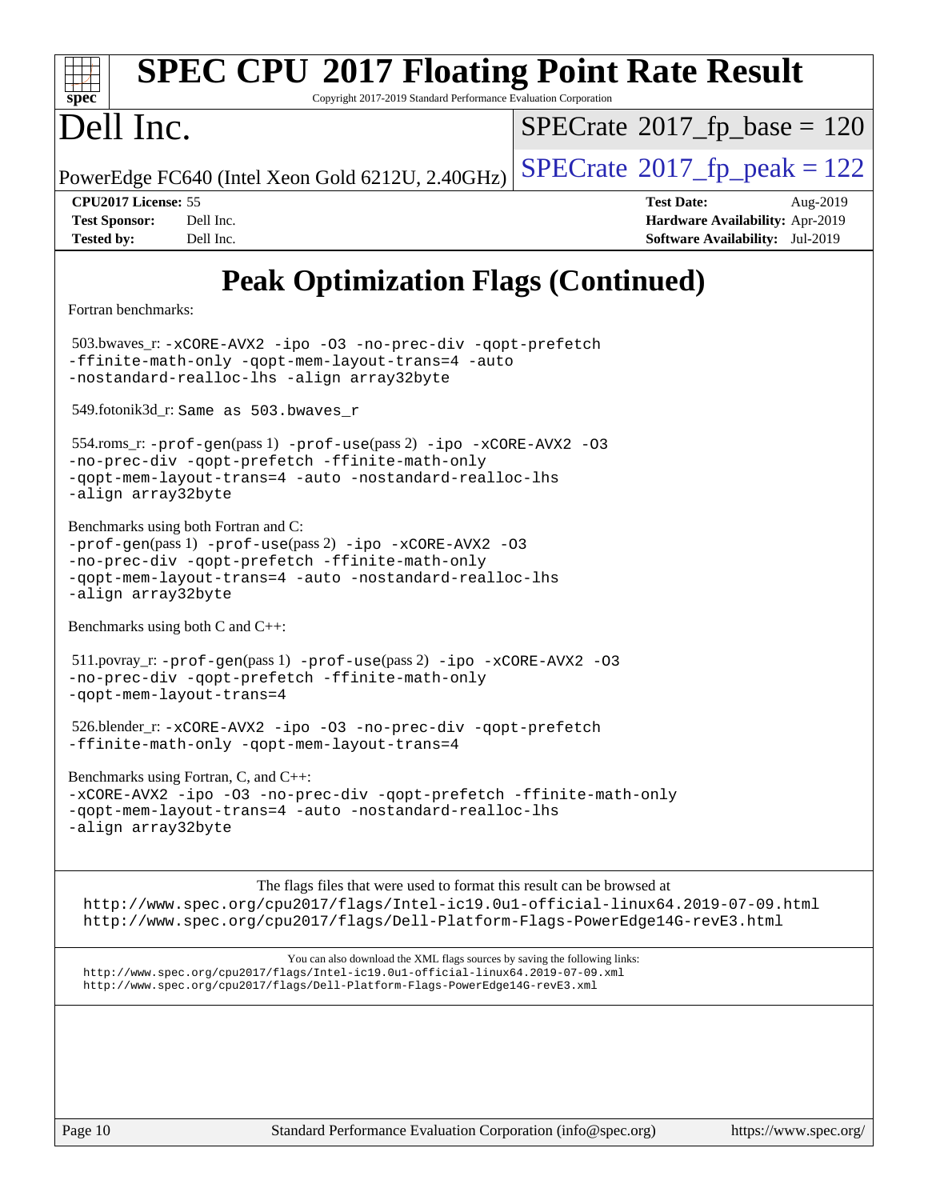# SPEC CPU 2017 Floating Point Rate Result

Copyright 2017-2019 Standard Performance Evaluation Corporation

## Dell Inc.

PowerEdge FC640 (Intel Xeon Gold 6212U, 2.40GHz)

SPECrate 2017_fp_base = 120

SPECrate 2017_fp_peak = 122

| | | | |
|---|---|---|---|
| **CPU2017 License:** | 55 | **Test Date:** | Aug-2019 |
| **Test Sponsor:** | Dell Inc. | **Hardware Availability:** | Apr-2019 |
| **Tested by:** | Dell Inc. | **Software Availability:** | Jul-2019 |

# Peak Optimization Flags (Continued)

Fortran benchmarks:

503.bwaves_r: `-xCORE-AVX2 -ipo -O3 -no-prec-div -qopt-prefetch -ffinite-math-only -qopt-mem-layout-trans=4 -auto -nostandard-realloc-lhs -align array32byte`

549.fotonik3d_r: `Same as 503.bwaves_r`

554.roms_r: `-prof-gen`(pass 1) `-prof-use`(pass 2) `-ipo -xCORE-AVX2 -O3 -no-prec-div -qopt-prefetch -ffinite-math-only -qopt-mem-layout-trans=4 -auto -nostandard-realloc-lhs -align array32byte`

Benchmarks using both Fortran and C:
`-prof-gen`(pass 1) `-prof-use`(pass 2) `-ipo -xCORE-AVX2 -O3 -no-prec-div -qopt-prefetch -ffinite-math-only -qopt-mem-layout-trans=4 -auto -nostandard-realloc-lhs -align array32byte`

Benchmarks using both C and C++:

511.povray_r: `-prof-gen`(pass 1) `-prof-use`(pass 2) `-ipo -xCORE-AVX2 -O3 -no-prec-div -qopt-prefetch -ffinite-math-only -qopt-mem-layout-trans=4`

526.blender_r: `-xCORE-AVX2 -ipo -O3 -no-prec-div -qopt-prefetch -ffinite-math-only -qopt-mem-layout-trans=4`

Benchmarks using Fortran, C, and C++:
`-xCORE-AVX2 -ipo -O3 -no-prec-div -qopt-prefetch -ffinite-math-only -qopt-mem-layout-trans=4 -auto -nostandard-realloc-lhs -align array32byte`

The flags files that were used to format this result can be browsed at
http://www.spec.org/cpu2017/flags/Intel-ic19.0u1-official-linux64.2019-07-09.html
http://www.spec.org/cpu2017/flags/Dell-Platform-Flags-PowerEdge14G-revE3.html

You can also download the XML flags sources by saving the following links:
http://www.spec.org/cpu2017/flags/Intel-ic19.0u1-official-linux64.2019-07-09.xml
http://www.spec.org/cpu2017/flags/Dell-Platform-Flags-PowerEdge14G-revE3.xml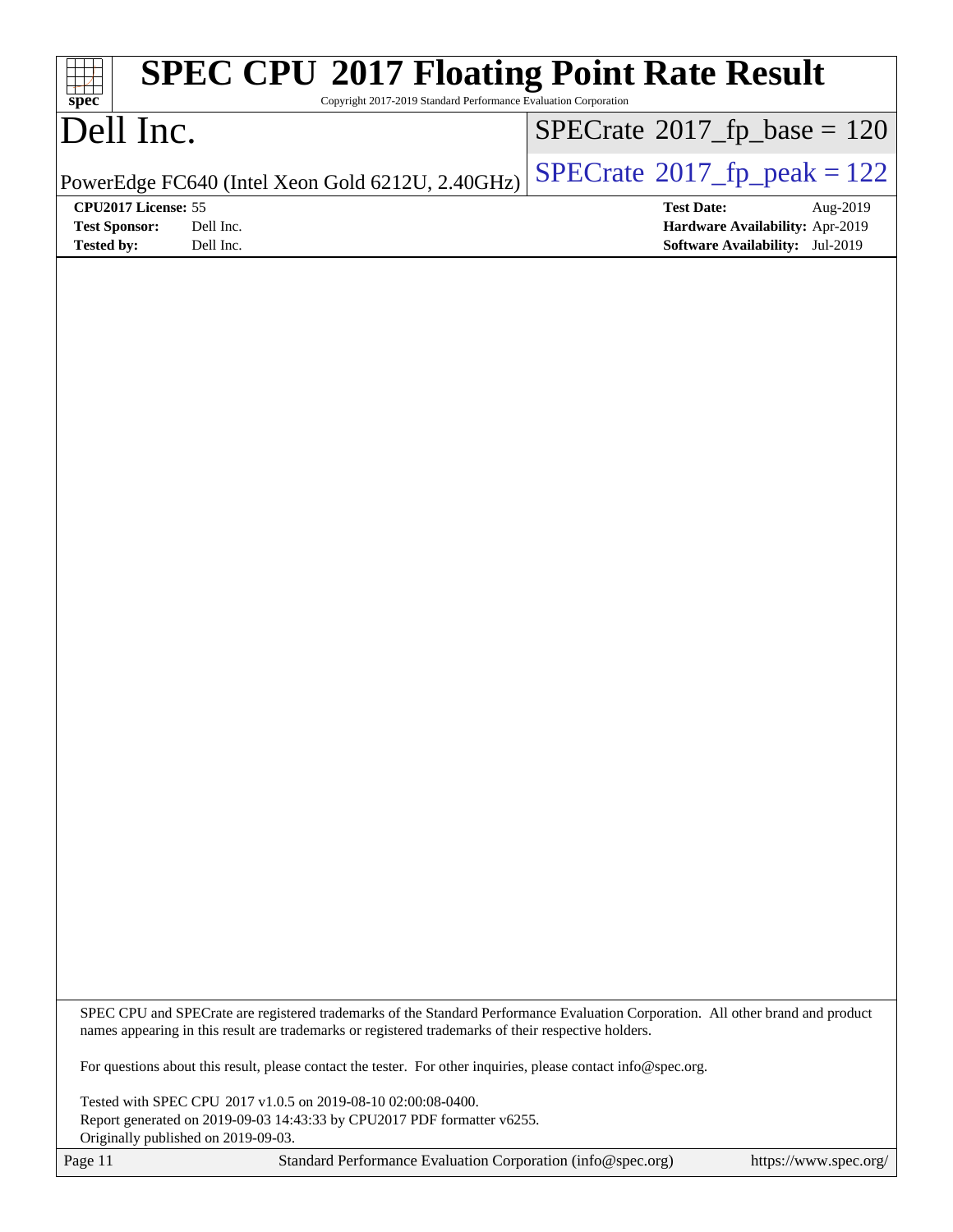SPEC CPU and SPECrate are registered trademarks of the Standard Performance Evaluation Corporation. All other brand and product names appearing in this result are trademarks or registered trademarks of their respective holders.

For questions about this result, please contact the tester. For other inquiries, please contact info@spec.org.

Tested with SPEC CPU 2017 v1.0.5 on 2019-08-10 02:00:08-0400.
Report generated on 2019-09-03 14:43:33 by CPU2017 PDF formatter v6255.
Originally published on 2019-09-03.